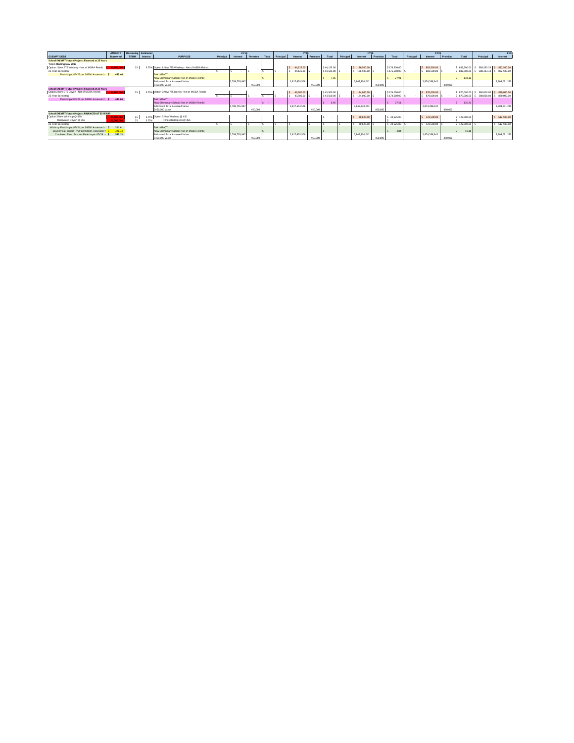| EXEMPT DEBT | AMOUNT Borrowed | Borrowing TERM | Estimated Interest | PURPOSE | FY18 Principal | FY18 Interest | FY18 Premium | FY18 Total | FY19 Principal | FY19 Interest | FY19 Premium | FY19 Total | FY20 Principal | FY20 Interest | FY20 Premium | FY20 Total | FY21 Principal | FY21 Interest | FY21 Premium | FY21 Total | FY22 Principal | FY22 Interest |
|---|---|---|---|---|---|---|---|---|---|---|---|---|---|---|---|---|---|---|---|---|---|---|
| **School EXEMPT Future Projects Financed at 25 Years** | | | | | | | | | | | | | | | | | | | | | | |
| **Town Meeting Nov 2017** | | | | | | | | | | | | | | | | | | | | | | |
| Option 1:New 775 Winthrop - Net of MSBA Reimb. | | 25 | 3.75% | Option 1:New 775 Winthrop - Net of MSBA Reimb. | | | | | | $ 44,125.00 | | $ 44,125.00 | | $ 176,500.00 | | $ 176,500.00 | | $ 882,500.00 | | $ 882,500.00 | $ 588,333.33 | $ 882,500.00 |
| 25 Year Borrowing | | | | | $ - | $ - | $ - | $ - | $ - | $ 44,125.00 | $ - | $ 44,125.00 | $ - | $ 176,500.00 | $ - | $ 176,500.00 | $ - | $ 882,500.00 | $ - | $ 882,500.00 | $ 588,333.33 | $ 882,500.00 |
| Peak Impact FY23 per $450K Assessed = $ 453.46 | | | | TAX IMPACT | | | | | | | | | | | | | | | | | | |
| | | | | New Elementary School (Net of MSBA Reimb) | | | | $ - | | | | $ 7.05 | | | | $ 27.91 | | | | $ 138.16 | | |
| | | | | Estimated Total Assessed Value | | 2,789,755,947 | | | | 2,817,653,506 | | | | 2,845,830,042 | | | | 2,874,288,342 | | | | 2,903,031,225 |
| | | | | $450,000 Value | | | 450,000 | | | | 450,000 | | | | 450,000 | | | | 450,000 | | | |
| **School EXEMPT Future Projects Financed at 25 Years** | | | | | | | | | | | | | | | | | | | | | | |
| Option 2:New 775 Doyon - Net of MSBA Reimb | | 25 | 3.75% | Option 2:New 775 Doyon - Net of MSBA Reimb | | | | | | $ 43,500.00 | | $ 43,500.00 | | $ 174,000.00 | | $ 174,000.00 | | $ 870,000.00 | | $ 870,000.00 | $ 580,000.00 | $ 870,000.00 |
| 25 Year Borrowing | | | | | $ - | $ - | $ - | $ - | $ - | $ 43,500.00 | $ - | $ 43,500.00 | $ - | $ 174,000.00 | $ - | $ 174,000.00 | $ - | $ 870,000.00 | $ - | $ 870,000.00 | $ 580,000.00 | $ 870,000.00 |
| Peak Impact FY23 per $450K Assessed = $ 447.04 | | | | TAX IMPACT | | | | | | | | | | | | | | | | | | |
| | | | | New Elementary School (Net of MSBA Reimb) | | | | $ - | | | | $ 6.95 | | | | $ 27.51 | | | | $ 136.21 | | |
| | | | | Estimated Total Assessed Value | | 2,789,755,947 | | | | 2,817,653,506 | | | | 2,845,830,042 | | | | 2,874,288,342 | | | | 2,903,031,225 |
| | | | | $450,000 Value | | | 450,000 | | | | 450,000 | | | | 450,000 | | | | 450,000 | | | |
| **School EXEMPT Future Projects FINANCED AT 25 YEARS** | | | | | | | | | | | | | | | | | | | | | | |
| Option 3:New Winthrop @ 420 | | 25 | 3.75% | Option 3:New Winthrop @ 420 | | | | | | | | | | $ 30,625.00 | | $ 30,625.00 | | $ 122,500.00 | | $ 122,500.00 | | $ 612,500.00 |
| Renovated Doyon @ 355 | | 25 | 3.75% | Renovated Doyon @ 355 | | | | | | | | | | | | $ - | | | | $ - | | |
| 25 Year Borrowing | | | | | $ - | $ - | $ - | $ - | $ - | $ - | $ - | $ - | $ - | $ 30,625.00 | $ - | $ 30,625.00 | $ - | $ 122,500.00 | $ - | $ 122,500.00 | $ - | $ 612,500.00 |
| Winthrop Peak Impact FY24 per $450K Assessed = $ 311.61 | | | | TAX IMPACT | | | | | | | | | | | | | | | | | | |
| Doyon Peak Impact FY26 per $450K Assessed = $ 326.74 | | | | New Elementary School (Net of MSBA Reimb) | | | | $ - | | | | $ - | | | | $ 4.84 | | | | $ 19.18 | | |
| Combined Elem. Schools Peak Impact FY26 = $ 592.13 | | | | Estimated Total Assessed Value | | 2,789,755,947 | | | | 2,817,653,506 | | | | 2,845,830,042 | | | | 2,874,288,342 | | | | 2,903,031,225 |
| | | | | $450,000 Value | | | 450,000 | | | | 450,000 | | | | 450,000 | | | | 450,000 | | | |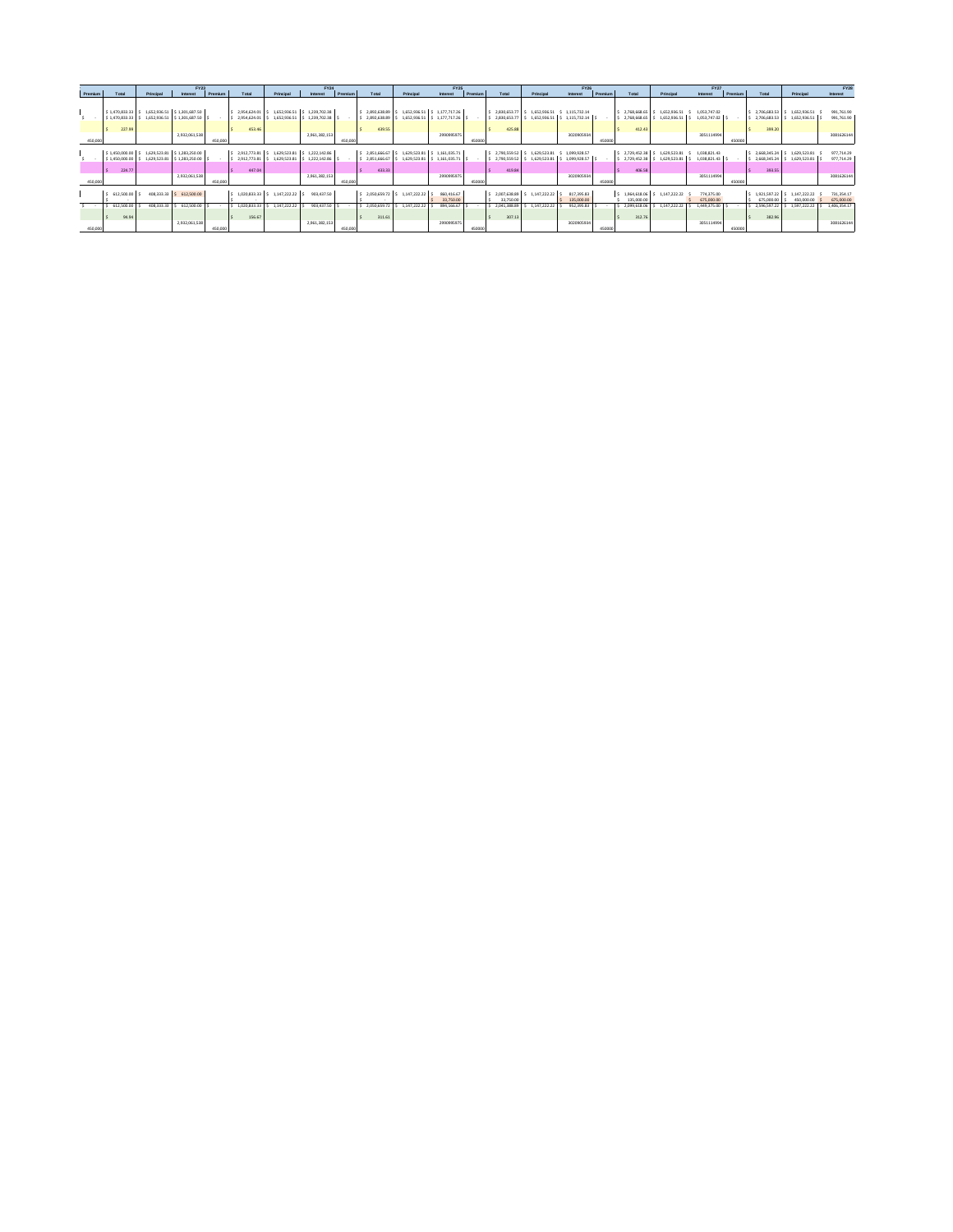| Premium | Total | Principal | Interest | Premium | Total | Principal | Interest | Premium | Total | Principal | Interest | Premium | Total | Principal | Interest | Premium | Total | Principal | Interest | Premium | Total | Principal | Interest |
|---|---|---|---|---|---|---|---|---|---|---|---|---|---|---|---|---|---|---|---|---|---|---|---|
| | | | FY23 | | | | FY24 | | | | FY25 | | | | FY26 | | | | FY27 | | | | FY28 |
| | $ 1,470,833.33 | $ 1,652,936.51 | $ 1,301,687.50 | | $ 2,954,624.01 | $ 1,652,936.51 | $ 1,239,702.38 | | $ 2,892,638.89 | $ 1,652,936.51 | $ 1,177,717.26 | | $ 2,830,653.77 | $ 1,652,936.51 | $ 1,115,732.14 | | $ 2,768,668.65 | $ 1,652,936.51 | $ 1,053,747.02 | | $ 2,706,683.53 | $ 1,652,936.51 | $ 991,761.90 |
| $ - | $ 1,470,833.33 | $ 1,652,936.51 | $ 1,301,687.50 | $ - | $ 2,954,624.01 | $ 1,652,936.51 | $ 1,239,702.38 | $ - | $ 2,892,638.89 | $ 1,652,936.51 | $ 1,177,717.26 | $ - | $ 2,830,653.77 | $ 1,652,936.51 | $ 1,115,732.14 | $ - | $ 2,768,668.65 | $ 1,652,936.51 | $ 1,053,747.02 | $ - | $ 2,706,683.53 | $ 1,652,936.51 | $ 991,761.90 |
| | $ 227.99 | | | | $ 453.46 | | | | $ 439.55 | | | | $ 425.88 | | | | $ 412.43 | | | | $ 399.20 | | |
| 450,000 | | | 2,932,061,538 | 450,000 | | | 2,961,382,153 | 450,000 | | | 2990095975 | 450000 | | | 3020905934 | 450000 | | | 3051114994 | 450000 | | | 3081626144 |
| | $ 1,450,000.00 | $ 1,629,523.81 | $ 1,283,250.00 | | $ 2,912,773.81 | $ 1,629,523.81 | $ 1,222,142.86 | | $ 2,851,666.67 | $ 1,629,523.81 | $ 1,161,035.71 | | $ 2,790,559.52 | $ 1,629,523.81 | $ 1,099,928.57 | | $ 2,729,452.38 | $ 1,629,523.81 | $ 1,038,821.43 | | $ 2,668,345.24 | $ 1,629,523.81 | $ 977,714.29 |
| $ - | $ 1,450,000.00 | $ 1,629,523.81 | $ 1,283,250.00 | $ - | $ 2,912,773.81 | $ 1,629,523.81 | $ 1,222,142.86 | $ - | $ 2,851,666.67 | $ 1,629,523.81 | $ 1,161,035.71 | $ - | $ 2,790,559.52 | $ 1,629,523.81 | $ 1,099,928.57 | $ - | $ 2,729,452.38 | $ 1,629,523.81 | $ 1,038,821.43 | $ - | $ 2,668,345.24 | $ 1,629,523.81 | $ 977,714.29 |
| | $ 224.77 | | | | $ 447.04 | | | | $ 433.33 | | | | $ 419.84 | | | | $ 406.58 | | | | $ 393.55 | | |
| 450,000 | | | 2,932,061,538 | 450,000 | | | 2,961,382,153 | 450,000 | | | 2990095975 | 450000 | | | 3020905934 | 450000 | | | 3051114994 | 450000 | | | 3081626144 |
| | $ 612,500.00 | $ 408,333.33 | $ 612,500.00 | | $ 1,020,833.33 | $ 1,147,222.22 | $ 903,437.50 | | $ 2,050,659.72 | $ 1,147,222.22 | $ 860,416.67 | | $ 2,007,638.89 | $ 1,147,222.22 | $ 817,395.83 | | $ 1,964,618.06 | $ 1,147,222.22 | $ 774,375.00 | | $ 1,921,597.22 | $ 1,147,222.22 | $ 731,354.17 |
| | $ - | | | | $ - | | | | $ - | | $ 33,750.00 | | $ 33,750.00 | | $ 135,000.00 | | $ 135,000.00 | | $ 675,000.00 | | $ 675,000.00 | $ 450,000.00 | $ 675,000.00 |
| $ - | $ 612,500.00 | $ 408,333.33 | $ 612,500.00 | $ - | $ 1,020,833.33 | $ 1,147,222.22 | $ 903,437.50 | $ - | $ 2,050,659.72 | $ 1,147,222.22 | $ 894,166.67 | $ - | $ 2,041,388.89 | $ 1,147,222.22 | $ 952,395.83 | $ - | $ 2,099,618.06 | $ 1,147,222.22 | $ 1,449,375.00 | $ - | $ 2,596,597.22 | $ 1,597,222.22 | $ 1,406,354.17 |
| | $ 94.84 | | | | $ 155.67 | | | | $ 311.61 | | | | $ 307.13 | | | | $ 312.76 | | | | $ 382.96 | | |
| 450,000 | | | 2,932,061,538 | 450,000 | | | 2,961,382,153 | 450,000 | | | 2990095975 | 450000 | | | 3020905934 | 450000 | | | 3051114994 | 450000 | | | 3081626144 |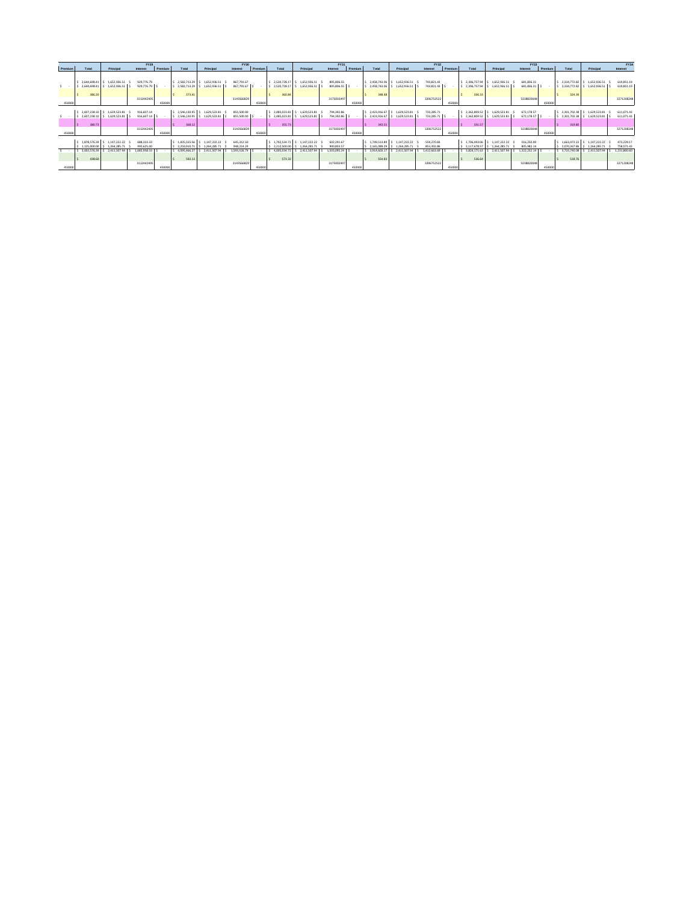| Premium | Total | Principal | Interest | Premium | Total | Principal | Interest | Premium | Total | Principal | Interest | Premium | Total | Principal | Interest | Premium | Total | Principal | Interest | Premium | Total | Principal | Interest |
|---|---|---|---|---|---|---|---|---|---|---|---|---|---|---|---|---|---|---|---|---|---|---|---|
| | | | FY29 | | | | FY30 | | | | FY31 | | | | FY32 | | | | FY33 | | | | FY34 |
| | $ 2,644,698.41 | $ 1,652,936.51 | $ 929,776.79 | | $ 2,582,713.29 | $ 1,652,936.51 | $ 867,791.67 | | $ 2,520,728.17 | $ 1,652,936.51 | $ 805,806.55 | | $ 2,458,743.06 | $ 1,652,936.51 | $ 743,821.43 | | $ 2,396,757.94 | $ 1,652,936.51 | $ 681,836.31 | | $ 2,334,772.82 | $ 1,652,936.51 | $ 619,851.19 |
| $ - | $ 2,644,698.41 | $ 1,652,936.51 | $ 929,776.79 | $ - | $ 2,582,713.29 | $ 1,652,936.51 | $ 867,791.67 | $ - | $ 2,520,728.17 | $ 1,652,936.51 | $ 805,806.55 | $ - | $ 2,458,743.06 | $ 1,652,936.51 | $ 743,821.43 | $ - | $ 2,396,757.94 | $ 1,652,936.51 | $ 681,836.31 | $ - | $ 2,334,772.82 | $ 1,652,936.51 | $ 619,851.19 |
| | $ 386.20 | | | | $ 373.41 | | | | $ 360.84 | | | | $ 348.48 | | | | $ 336.33 | | | | $ 324.39 | | |
| 450000 | | | 3112442405 | 450000 | | | 3143566829 | 450000 | | | 3175002497 | 450000 | | | 3206752522 | 450000 | | | 3238820048 | 450000 | | | 3271208248 |
| | $ 2,607,238.10 | $ 1,629,523.81 | $ 916,607.14 | | $ 2,546,130.95 | $ 1,629,523.81 | $ 855,500.00 | | $ 2,485,023.81 | $ 1,629,523.81 | $ 794,392.86 | | $ 2,423,916.67 | $ 1,629,523.81 | $ 733,285.71 | | $ 2,362,809.52 | $ 1,629,523.81 | $ 672,178.57 | | $ 2,301,702.38 | $ 1,629,523.81 | $ 611,071.43 |
| $ - | $ 2,607,238.10 | $ 1,629,523.81 | $ 916,607.14 | $ - | $ 2,546,130.95 | $ 1,629,523.81 | $ 855,500.00 | $ - | $ 2,485,023.81 | $ 1,629,523.81 | $ 794,392.86 | $ - | $ 2,423,916.67 | $ 1,629,523.81 | $ 733,285.71 | $ - | $ 2,362,809.52 | $ 1,629,523.81 | $ 672,178.57 | $ - | $ 2,301,702.38 | $ 1,629,523.81 | $ 611,071.43 |
| | $ 380.73 | | | | $ 368.12 | | | | $ 355.79 | | | | $ 343.55 | | | | $ 331.57 | | | | $ 319.80 | | |
| 450000 | | | 3112442405 | 450000 | | | 3143566829 | 450000 | | | 3175002497 | 450000 | | | 3206752522 | 450000 | | | 3238820048 | 450000 | | | 3271208248 |
| | $ 1,878,576.39 | $ 1,147,222.22 | $ 688,333.33 | | $ 1,835,555.56 | $ 1,147,222.22 | $ 645,312.50 | | $ 1,792,534.72 | $ 1,147,222.22 | $ 602,291.67 | | $ 1,749,513.89 | $ 1,147,222.22 | $ 559,270.83 | | $ 1,706,493.06 | $ 1,147,222.22 | $ 516,250.00 | | $ 1,663,472.22 | $ 1,147,222.22 | $ 473,229.17 |
| | $ 1,125,000.00 | $ 1,264,285.71 | $ 995,625.00 | | $ 2,259,910.71 | $ 1,264,285.71 | $ 948,214.29 | | $ 2,212,500.00 | $ 1,264,285.71 | $ 900,803.57 | | $ 2,165,089.29 | $ 1,264,285.71 | $ 853,392.86 | | $ 2,117,678.57 | $ 1,264,285.71 | $ 805,982.14 | | $ 2,070,267.86 | $ 1,264,285.71 | $ 758,571.43 |
| $ - | $ 3,003,576.39 | $ 2,411,507.94 | $ 1,683,958.33 | $ - | $ 4,095,466.27 | $ 2,411,507.94 | $ 1,593,526.79 | $ - | $ 4,005,034.72 | $ 2,411,507.94 | $ 1,503,095.24 | $ - | $ 3,914,603.17 | $ 2,411,507.94 | $ 1,412,663.69 | $ - | $ 3,824,171.63 | $ 2,411,507.94 | $ 1,322,232.14 | $ - | $ 3,733,740.08 | $ 2,411,507.94 | $ 1,231,800.60 |
| | $ 438.60 | | | | $ 592.13 | | | | $ 573.32 | | | | $ 554.83 | | | | $ 536.64 | | | | $ 518.76 | | |
| 450000 | | | 3112442405 | 450000 | | | 3143566829 | 450000 | | | 3175002497 | 450000 | | | 3206752522 | 450000 | | | 3238820048 | 450000 | | | 3271208248 |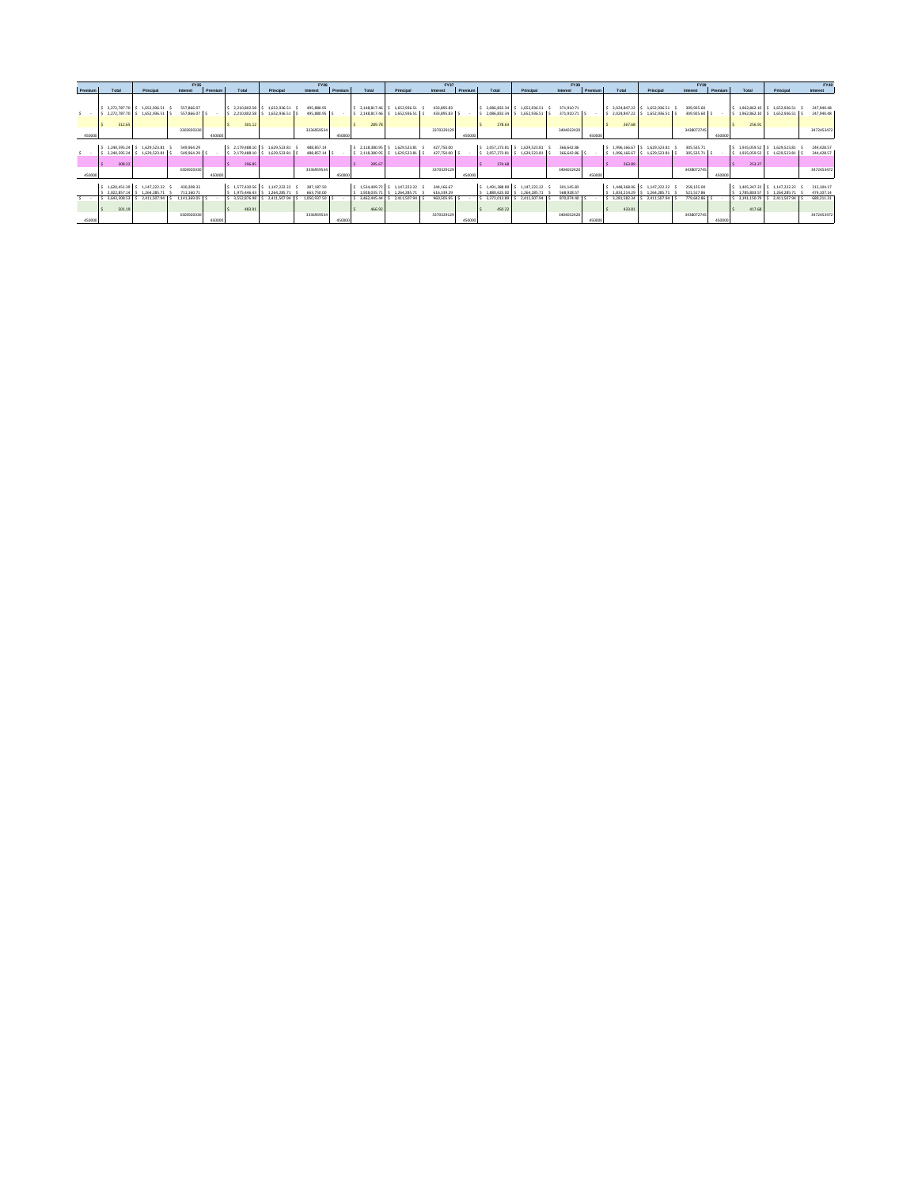| Premium | Total | Principal | Interest FY35 | Premium | Total | Principal | Interest FY36 | Premium | Total | Principal | Interest FY37 | Premium | Total | Principal | Interest FY38 | Premium | Total | Principal | Interest FY39 | Premium | Total | Principal | Interest FY40 |
|---|---|---|---|---|---|---|---|---|---|---|---|---|---|---|---|---|---|---|---|---|---|---|---|
| | $ 2,272,787.70 | $ 1,652,936.51 | $ 557,866.07 | | $ 2,210,802.58 | $ 1,652,936.51 | $ 495,880.95 | | $ 2,148,817.46 | $ 1,652,936.51 | $ 433,895.83 | | $ 2,086,832.34 | $ 1,652,936.51 | $ 371,910.71 | | $ 2,024,847.22 | $ 1,652,936.51 | $ 309,925.60 | | $ 1,962,862.10 | $ 1,652,936.51 | $ 247,940.48 |
| $ - | $ 2,272,787.70 | $ 1,652,936.51 | $ 557,866.07 | $ - | $ 2,210,802.58 | $ 1,652,936.51 | $ 495,880.95 | $ - | $ 2,148,817.46 | $ 1,652,936.51 | $ 433,895.83 | $ - | $ 2,086,832.34 | $ 1,652,936.51 | $ 371,910.71 | $ - | $ 2,024,847.22 | $ 1,652,936.51 | $ 309,925.60 | $ - | $ 1,962,862.10 | $ 1,652,936.51 | $ 247,940.48 |
| | $ 312.65 | | | | $ 301.12 | | | | $ 289.78 | | | | $ 278.63 | | | | $ 267.68 | | | | $ 256.91 | | |
| 450000 | | | 3303920330 | 450000 | | | 3336859534 | 450000 | | | 3370329129 | 450000 | | | 3404032420 | 450000 | | | 3438072745 | 450000 | | | 3472453472 |
| | $ 2,240,595.24 | $ 1,629,523.81 | $ 549,964.29 | | $ 2,179,488.10 | $ 1,629,523.81 | $ 488,857.14 | | $ 2,118,380.95 | $ 1,629,523.81 | $ 427,750.00 | | $ 2,057,273.81 | $ 1,629,523.81 | $ 366,642.86 | | $ 1,996,166.67 | $ 1,629,523.81 | $ 305,535.71 | | $ 1,935,059.52 | $ 1,629,523.81 | $ 244,428.57 |
| $ - | $ 2,240,595.24 | $ 1,629,523.81 | $ 549,964.29 | $ - | $ 2,179,488.10 | $ 1,629,523.81 | $ 488,857.14 | $ - | $ 2,118,380.95 | $ 1,629,523.81 | $ 427,750.00 | $ - | $ 2,057,273.81 | $ 1,629,523.81 | $ 366,642.86 | $ - | $ 1,996,166.67 | $ 1,629,523.81 | $ 305,535.71 | $ - | $ 1,935,059.52 | $ 1,629,523.81 | $ 244,428.57 |
| | $ 308.22 | | | | $ 296.85 | | | | $ 285.67 | | | | $ 274.68 | | | | $ 263.89 | | | | $ 253.27 | | |
| 450000 | | | 3303920330 | 450000 | | | 3336859534 | 450000 | | | 3370329129 | 450000 | | | 3404032420 | 450000 | | | 3438072745 | 450000 | | | 3472453472 |
| | $ 1,620,451.39 | $ 1,147,222.22 | $ 430,208.33 | | $ 1,577,430.56 | $ 1,147,222.22 | $ 387,187.50 | | $ 1,534,409.72 | $ 1,147,222.22 | $ 344,166.67 | | $ 1,491,388.89 | $ 1,147,222.22 | $ 301,145.83 | | $ 1,448,368.06 | $ 1,147,222.22 | $ 258,125.00 | | $ 1,405,347.22 | $ 1,147,222.22 | $ 215,104.17 |
| | $ 2,022,857.14 | $ 1,264,285.71 | $ 711,160.71 | | $ 1,975,446.43 | $ 1,264,285.71 | $ 663,750.00 | | $ 1,928,035.71 | $ 1,264,285.71 | $ 616,339.29 | | $ 1,880,625.00 | $ 1,264,285.71 | $ 568,928.57 | | $ 1,833,214.29 | $ 1,264,285.71 | $ 521,517.86 | | $ 1,785,803.57 | $ 1,264,285.71 | $ 474,107.14 |
| $ - | $ 3,643,308.53 | $ 2,411,507.94 | $ 1,141,369.05 | $ - | $ 3,552,876.98 | $ 2,411,507.94 | $ 1,050,937.50 | $ - | $ 3,462,445.44 | $ 2,411,507.94 | $ 960,505.95 | $ - | $ 3,372,013.89 | $ 2,411,507.94 | $ 870,074.40 | $ - | $ 3,281,582.34 | $ 2,411,507.94 | $ 779,642.86 | $ - | $ 3,191,150.79 | $ 2,411,507.94 | $ 689,211.31 |
| | $ 501.19 | | | | $ 483.91 | | | | $ 466.92 | | | | $ 450.22 | | | | $ 433.81 | | | | $ 417.68 | | |
| 450000 | | | 3303920330 | 450000 | | | 3336859534 | 450000 | | | 3370329129 | 450000 | | | 3404032420 | 450000 | | | 3438072745 | 450000 | | | 3472453472 |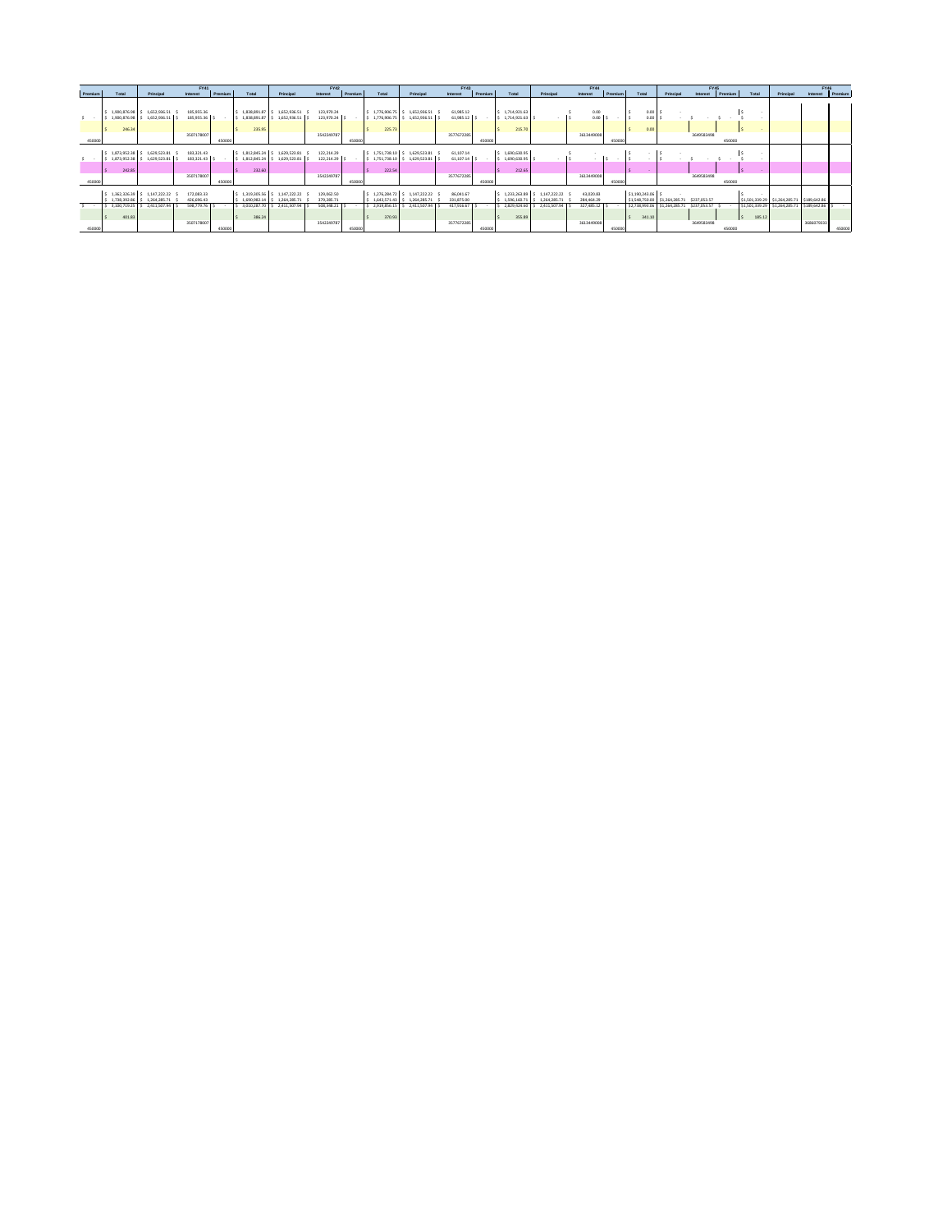| Premium | Total | FY41 Principal | FY41 Interest | FY41 Premium | Total | FY42 Principal | FY42 Interest | FY42 Premium | Total | FY43 Principal | FY43 Interest | FY43 Premium | Total | FY44 Principal | FY44 Interest | FY44 Premium | Total | FY45 Principal | FY45 Interest | FY45 Premium | Total | FY46 Principal | FY46 Interest | FY46 Premium |
|---|---|---|---|---|---|---|---|---|---|---|---|---|---|---|---|---|---|---|---|---|---|---|---|---|
| | $ 1,900,876.98 | $ 1,652,936.51 | $ 185,955.36 | | $ 1,838,891.87 | $ 1,652,936.51 | $ 123,970.24 | | $ 1,776,906.75 | $ 1,652,936.51 | $ 61,985.12 | | $ 1,714,921.63 | | $ 0.00 | | $ 0.00 | $ - | | | $ - | | | |
| $ - | $ 1,900,876.98 | $ 1,652,936.51 | $ 185,955.36 | $ - | $ 1,838,891.87 | $ 1,652,936.51 | $ 123,970.24 | $ - | $ 1,776,906.75 | $ 1,652,936.51 | $ 61,985.12 | $ - | $ 1,714,921.63 | $ - | $ 0.00 | $ - | $ 0.00 | $ - | $ - | $ - | $ - | | | |
| | $ 246.34 | | | | $ 235.95 | | | | $ 225.73 | | | | $ 215.70 | | | | $ 0.00 | | | | $ - | | | |
| 450000 | | | 3507178007 | 450000 | | | 3542249787 | 450000 | | | 3577672285 | 450000 | | | 3613449008 | 450000 | | | 3649583498 | 450000 | | | | |
| | $ 1,873,952.38 | $ 1,629,523.81 | $ 183,321.43 | | $ 1,812,845.24 | $ 1,629,523.81 | $ 122,214.29 | | $ 1,751,738.10 | $ 1,629,523.81 | $ 61,107.14 | | $ 1,690,630.95 | | $ - | | $ - | $ - | | | $ - | | | |
| $ - | $ 1,873,952.38 | $ 1,629,523.81 | $ 183,321.43 | $ - | $ 1,812,845.24 | $ 1,629,523.81 | $ 122,214.29 | $ - | $ 1,751,738.10 | $ 1,629,523.81 | $ 61,107.14 | $ - | $ 1,690,630.95 | $ - | $ - | $ - | $ - | $ - | $ - | $ - | $ - | | | |
| | $ 242.85 | | | | $ 232.60 | | | | $ 222.54 | | | | $ 212.65 | | | | $ - | | | | $ - | | | |
| 450000 | | | 3507178007 | 450000 | | | 3542249787 | 450000 | | | 3577672285 | 450000 | | | 3613449008 | 450000 | | | 3649583498 | 450000 | | | | |
| | $ 1,362,326.39 | $ 1,147,222.22 | $ 172,083.33 | | $ 1,319,305.56 | $ 1,147,222.22 | $ 129,062.50 | | $ 1,276,284.72 | $ 1,147,222.22 | $ 86,041.67 | | $ 1,233,263.89 | $ 1,147,222.22 | $ 43,020.83 | | $1,190,243.06 | $ - | | | $ - | | | |
| | $ 1,738,392.86 | $ 1,264,285.71 | $ 426,696.43 | | $ 1,690,982.14 | $ 1,264,285.71 | $ 379,285.71 | | $ 1,643,571.43 | $ 1,264,285.71 | $ 331,875.00 | | $ 1,596,160.71 | $ 1,264,285.71 | $ 284,464.29 | | $1,548,750.00 | $1,264,285.71 | $237,053.57 | | $1,501,339.29 | $1,264,285.71 | $189,642.86 | |
| $ - | $ 3,100,719.25 | $ 2,411,507.94 | $ 598,779.76 | $ - | $ 3,010,287.70 | $ 2,411,507.94 | $ 508,348.21 | $ - | $ 2,919,856.15 | $ 2,411,507.94 | $ 417,916.67 | $ - | $ 2,829,424.60 | $ 2,411,507.94 | $ 327,485.12 | $ - | $2,738,993.06 | $1,264,285.71 | $237,053.57 | $ - | $1,501,339.29 | $1,264,285.71 | $189,642.86 | $ - |
| | $ 401.83 | | | | $ 386.24 | | | | $ 370.93 | | | | $ 355.89 | | | | $ 341.10 | | | | $ 185.12 | | | |
| 450000 | | | 3507178007 | 450000 | | | 3542249787 | 450000 | | | 3577672285 | 450000 | | | 3613449008 | 450000 | | | 3649583498 | 450000 | | | 3686079333 | 450000 |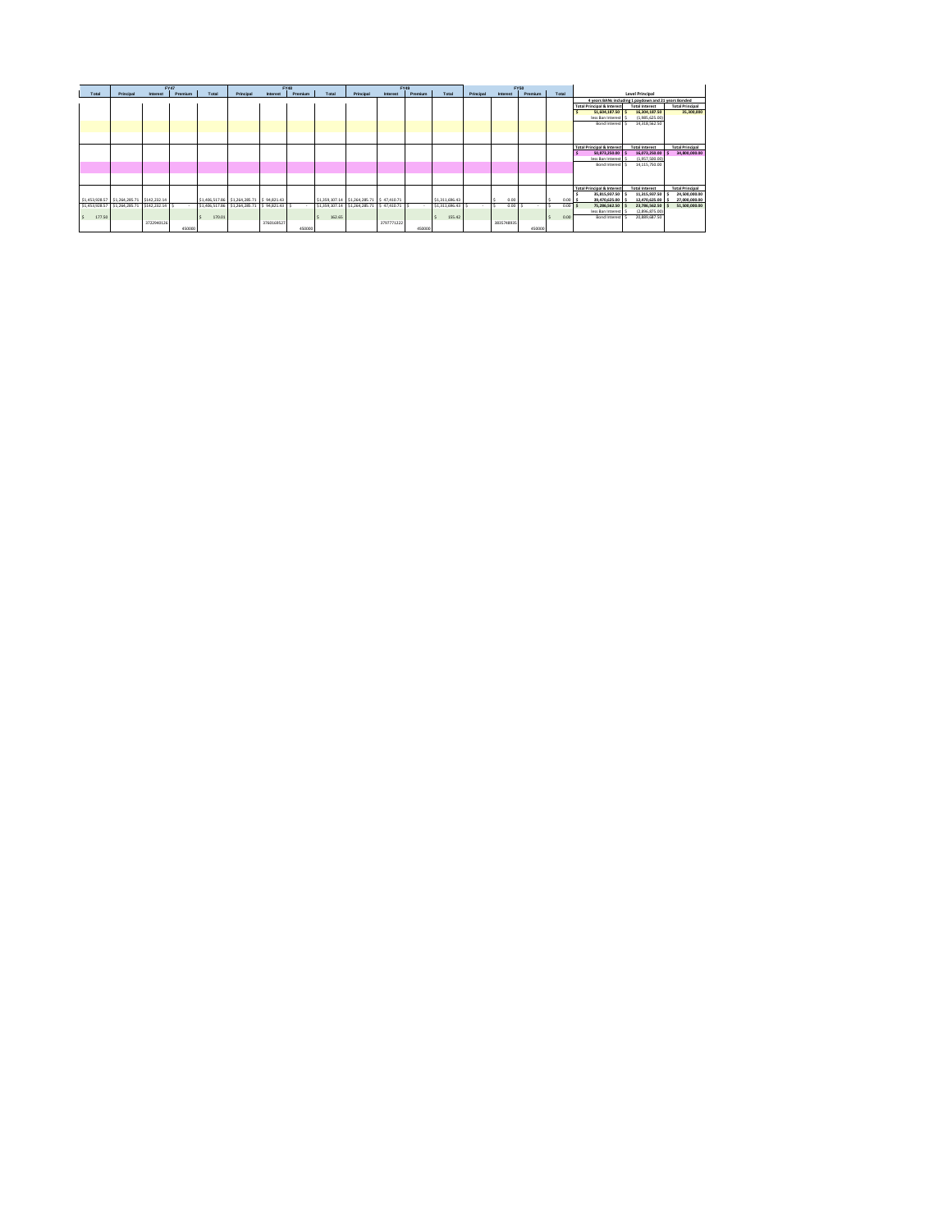| Total | FY47 | | | | FY48 | | | | FY49 | | | | FY50 | | | |
|---|---|---|---|---|---|---|---|---|---|---|---|---|---|---|---|---|
| | Principal | Interest | Premium | Total | Principal | Interest | Premium | Total | Principal | Interest | Premium | Total | Principal | Interest | Premium | Total |
| $1,453,928.57 | $1,264,285.71 | $142,232.14 | | $1,406,517.86 | $1,264,285.71 | $ 94,821.43 | | $1,359,107.14 | $1,264,285.71 | $ 47,410.71 | | $1,311,696.43 | | $ 0.00 | | $ 0.00 |
| $1,453,928.57 | $1,264,285.71 | $142,232.14 | $ - | $1,406,517.86 | $1,264,285.71 | $ 94,821.43 | $ - | $1,359,107.14 | $1,264,285.71 | $ 47,410.71 | $ - | $1,311,696.43 | $ - | $ 0.00 | $ - | $ 0.00 |
| $ 177.50 | | | | $ 170.01 | | | | $ 162.65 | | | | $ 155.42 | | | | $ 0.00 |
| | | 3722940126 | | | | 3760168527 | | | | 3797771222 | | | | 3835748935 | | |
| | | | 450000 | | | | 450000 | | | | 450000 | | | | 450000 | |

**Level Principal**

4 years BANs including 1 paydown and 21 years Bonded

| Total Principal & Interest | Total Interest | Total Principal |
|---|---|---|
| $ 51,604,187.50 | $ 16,304,187.50 | 35,300,000 |
| less Ban Interest | $ (1,985,625.00) | |
| Bond Interest | $ 14,318,562.50 | |

| Total Principal & Interest | Total Interest | Total Principal |
|---|---|---|
| $ 50,873,250.00 | $ 16,073,250.00 | $ 34,800,000.00 |
| less Ban Interest | $ (1,957,500.00) | |
| Bond Interest | $ 14,115,750.00 | |

| Total Principal & Interest | Total Interest | Total Principal |
|---|---|---|
| $ 35,815,937.50 | $ 11,315,937.50 | $ 24,500,000.00 |
| $ 39,470,625.00 | $ 12,470,625.00 | $ 27,000,000.00 |
| $ 75,286,562.50 | $ 23,786,562.50 | $ 51,500,000.00 |
| less Ban Interest | $ (2,896,875.00) | |
| Bond Interest | $ 20,889,687.50 | |